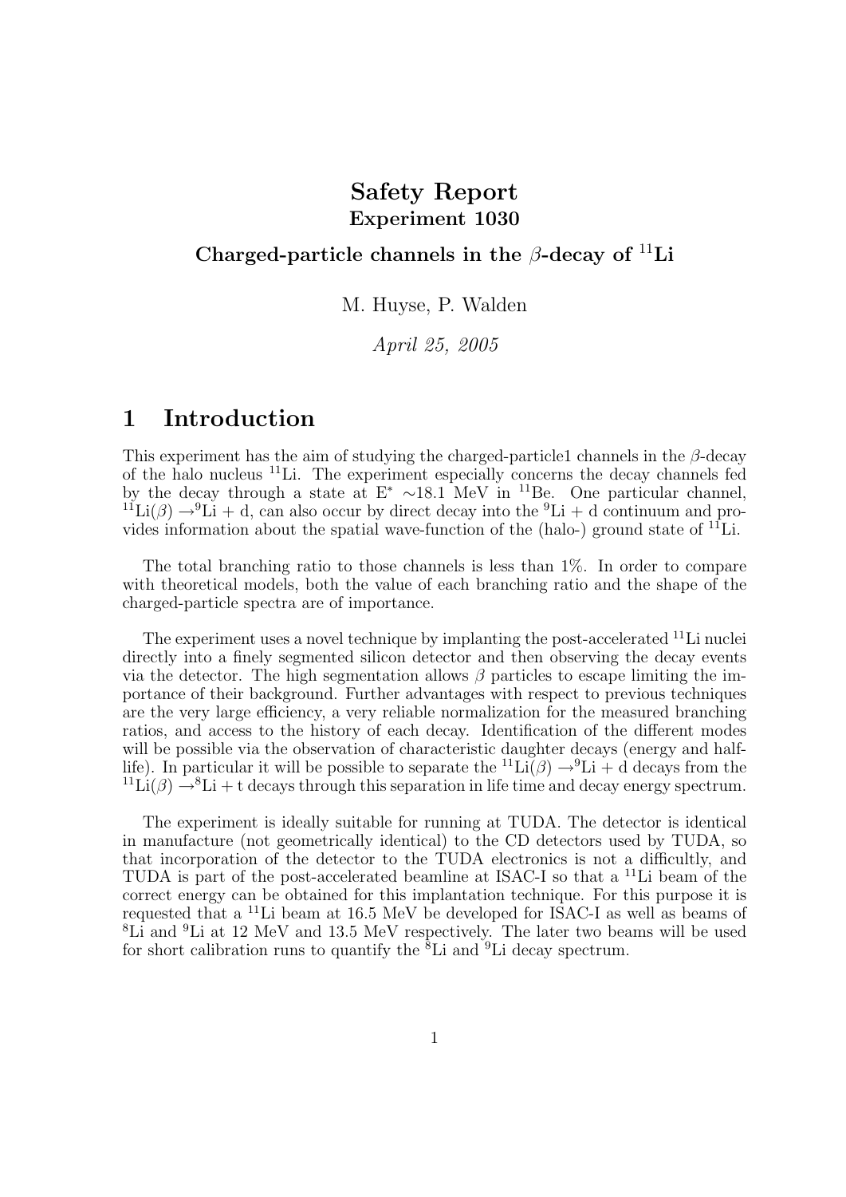# Safety Report

## Experiment 1030

### Charged-particle channels in the $\beta$-decay of $^{11}$Li

M. Huyse, P. Walden

*April 25, 2005*

## 1 Introduction

This experiment has the aim of studying the charged-particle1 channels in the $\beta$-decay of the halo nucleus $^{11}$Li. The experiment especially concerns the decay channels fed by the decay through a state at E$^{*}$ ∼18.1 MeV in $^{11}$Be. One particular channel, $^{11}$Li($\beta$) →$^{9}$Li + d, can also occur by direct decay into the $^{9}$Li + d continuum and provides information about the spatial wave-function of the (halo-) ground state of $^{11}$Li.

The total branching ratio to those channels is less than 1%. In order to compare with theoretical models, both the value of each branching ratio and the shape of the charged-particle spectra are of importance.

The experiment uses a novel technique by implanting the post-accelerated $^{11}$Li nuclei directly into a finely segmented silicon detector and then observing the decay events via the detector. The high segmentation allows $\beta$ particles to escape limiting the importance of their background. Further advantages with respect to previous techniques are the very large efficiency, a very reliable normalization for the measured branching ratios, and access to the history of each decay. Identification of the different modes will be possible via the observation of characteristic daughter decays (energy and half-life). In particular it will be possible to separate the $^{11}$Li($\beta$) →$^{9}$Li + d decays from the $^{11}$Li($\beta$) →$^{8}$Li + t decays through this separation in life time and decay energy spectrum.

The experiment is ideally suitable for running at TUDA. The detector is identical in manufacture (not geometrically identical) to the CD detectors used by TUDA, so that incorporation of the detector to the TUDA electronics is not a difficultly, and TUDA is part of the post-accelerated beamline at ISAC-I so that a $^{11}$Li beam of the correct energy can be obtained for this implantation technique. For this purpose it is requested that a $^{11}$Li beam at 16.5 MeV be developed for ISAC-I as well as beams of $^{8}$Li and $^{9}$Li at 12 MeV and 13.5 MeV respectively. The later two beams will be used for short calibration runs to quantify the $^{8}$Li and $^{9}$Li decay spectrum.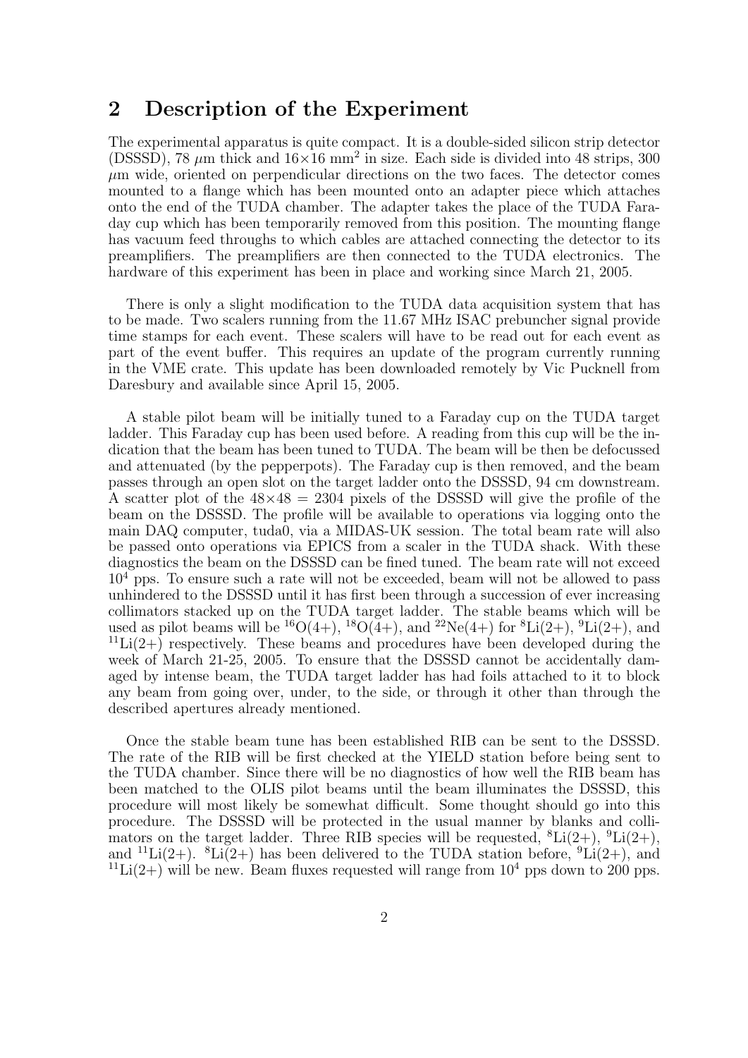## 2 Description of the Experiment

The experimental apparatus is quite compact. It is a double-sided silicon strip detector (DSSSD), 78 $\mu$m thick and $16\times16$ mm$^2$ in size. Each side is divided into 48 strips, 300 $\mu$m wide, oriented on perpendicular directions on the two faces. The detector comes mounted to a flange which has been mounted onto an adapter piece which attaches onto the end of the TUDA chamber. The adapter takes the place of the TUDA Faraday cup which has been temporarily removed from this position. The mounting flange has vacuum feed throughs to which cables are attached connecting the detector to its preamplifiers. The preamplifiers are then connected to the TUDA electronics. The hardware of this experiment has been in place and working since March 21, 2005.

There is only a slight modification to the TUDA data acquisition system that has to be made. Two scalers running from the 11.67 MHz ISAC prebuncher signal provide time stamps for each event. These scalers will have to be read out for each event as part of the event buffer. This requires an update of the program currently running in the VME crate. This update has been downloaded remotely by Vic Pucknell from Daresbury and available since April 15, 2005.

A stable pilot beam will be initially tuned to a Faraday cup on the TUDA target ladder. This Faraday cup has been used before. A reading from this cup will be the indication that the beam has been tuned to TUDA. The beam will be then be defocussed and attenuated (by the pepperpots). The Faraday cup is then removed, and the beam passes through an open slot on the target ladder onto the DSSSD, 94 cm downstream. A scatter plot of the $48\times48 = 2304$ pixels of the DSSSD will give the profile of the beam on the DSSSD. The profile will be available to operations via logging onto the main DAQ computer, tuda0, via a MIDAS-UK session. The total beam rate will also be passed onto operations via EPICS from a scaler in the TUDA shack. With these diagnostics the beam on the DSSSD can be fined tuned. The beam rate will not exceed $10^4$ pps. To ensure such a rate will not be exceeded, beam will not be allowed to pass unhindered to the DSSSD until it has first been through a succession of ever increasing collimators stacked up on the TUDA target ladder. The stable beams which will be used as pilot beams will be $^{16}$O(4+), $^{18}$O(4+), and $^{22}$Ne(4+) for $^{8}$Li(2+), $^{9}$Li(2+), and $^{11}$Li(2+) respectively. These beams and procedures have been developed during the week of March 21-25, 2005. To ensure that the DSSSD cannot be accidentally damaged by intense beam, the TUDA target ladder has had foils attached to it to block any beam from going over, under, to the side, or through it other than through the described apertures already mentioned.

Once the stable beam tune has been established RIB can be sent to the DSSSD. The rate of the RIB will be first checked at the YIELD station before being sent to the TUDA chamber. Since there will be no diagnostics of how well the RIB beam has been matched to the OLIS pilot beams until the beam illuminates the DSSSD, this procedure will most likely be somewhat difficult. Some thought should go into this procedure. The DSSSD will be protected in the usual manner by blanks and collimators on the target ladder. Three RIB species will be requested, $^{8}$Li(2+), $^{9}$Li(2+), and $^{11}$Li(2+). $^{8}$Li(2+) has been delivered to the TUDA station before, $^{9}$Li(2+), and $^{11}$Li(2+) will be new. Beam fluxes requested will range from $10^4$ pps down to 200 pps.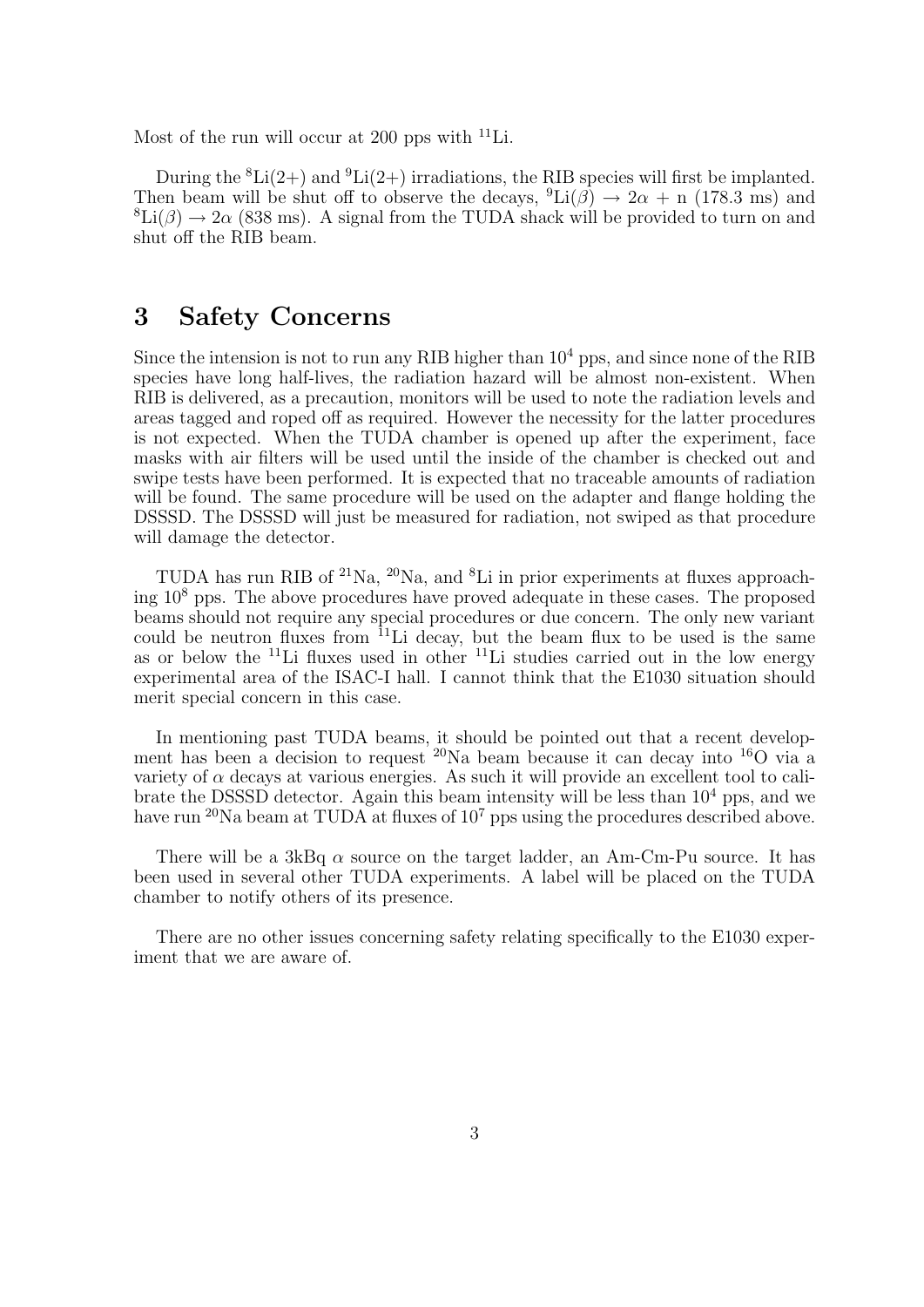Most of the run will occur at 200 pps with $^{11}$Li.

During the $^{8}$Li(2+) and $^{9}$Li(2+) irradiations, the RIB species will first be implanted. Then beam will be shut off to observe the decays, $^{9}\text{Li}(\beta) \rightarrow 2\alpha + \text{n}$ (178.3 ms) and $^{8}\text{Li}(\beta) \rightarrow 2\alpha$ (838 ms). A signal from the TUDA shack will be provided to turn on and shut off the RIB beam.

## 3 Safety Concerns

Since the intension is not to run any RIB higher than $10^4$ pps, and since none of the RIB species have long half-lives, the radiation hazard will be almost non-existent. When RIB is delivered, as a precaution, monitors will be used to note the radiation levels and areas tagged and roped off as required. However the necessity for the latter procedures is not expected. When the TUDA chamber is opened up after the experiment, face masks with air filters will be used until the inside of the chamber is checked out and swipe tests have been performed. It is expected that no traceable amounts of radiation will be found. The same procedure will be used on the adapter and flange holding the DSSSD. The DSSSD will just be measured for radiation, not swiped as that procedure will damage the detector.

TUDA has run RIB of $^{21}$Na, $^{20}$Na, and $^{8}$Li in prior experiments at fluxes approaching $10^8$ pps. The above procedures have proved adequate in these cases. The proposed beams should not require any special procedures or due concern. The only new variant could be neutron fluxes from $^{11}$Li decay, but the beam flux to be used is the same as or below the $^{11}$Li fluxes used in other $^{11}$Li studies carried out in the low energy experimental area of the ISAC-I hall. I cannot think that the E1030 situation should merit special concern in this case.

In mentioning past TUDA beams, it should be pointed out that a recent development has been a decision to request $^{20}$Na beam because it can decay into $^{16}$O via a variety of $\alpha$ decays at various energies. As such it will provide an excellent tool to calibrate the DSSSD detector. Again this beam intensity will be less than $10^4$ pps, and we have run $^{20}$Na beam at TUDA at fluxes of $10^7$ pps using the procedures described above.

There will be a 3kBq $\alpha$ source on the target ladder, an Am-Cm-Pu source. It has been used in several other TUDA experiments. A label will be placed on the TUDA chamber to notify others of its presence.

There are no other issues concerning safety relating specifically to the E1030 experiment that we are aware of.